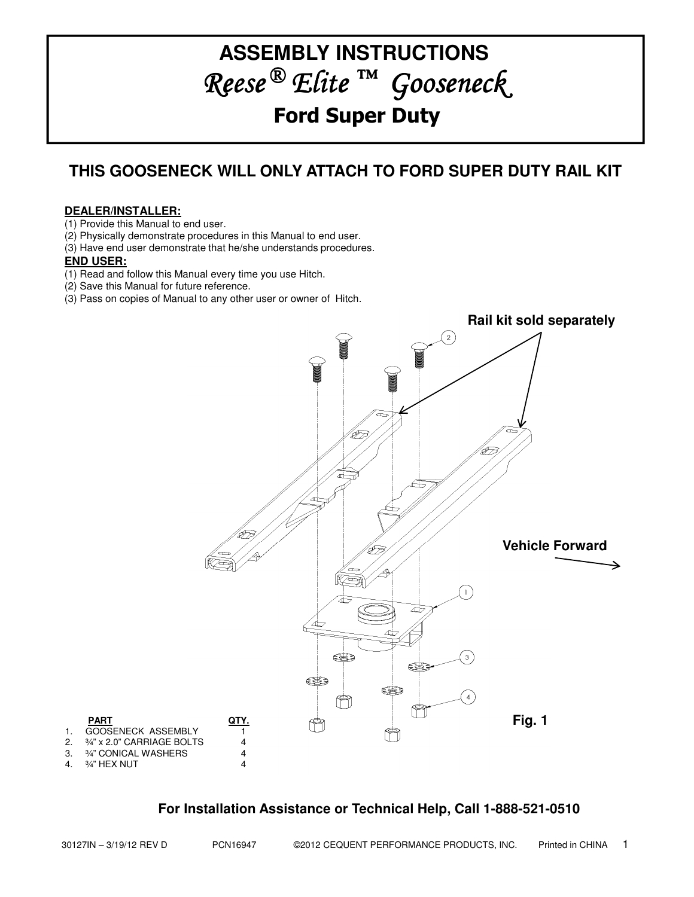# ASSEMBLY INSTRUCTIONS

# *Reese® Elite ™ Gooseneck*

## Ford Super Duty

### THIS GOOSENECK WILL ONLY ATTACH TO FORD SUPER DUTY RAIL KIT

**DEALER/INSTALLER:**

(1) Provide this Manual to end user.
(2) Physically demonstrate procedures in this Manual to end user.
(3) Have end user demonstrate that he/she understands procedures.

**END USER:**

(1) Read and follow this Manual every time you use Hitch.
(2) Save this Manual for future reference.
(3) Pass on copies of Manual to any other user or owner of Hitch.

**Rail kit sold separately**

**Vehicle Forward**

**Fig. 1**

| | PART | QTY. |
|---|---|---|
| 1. | GOOSENECK ASSEMBLY | 1 |
| 2. | ¾" x 2.0" CARRIAGE BOLTS | 4 |
| 3. | ¾" CONICAL WASHERS | 4 |
| 4. | ¾" HEX NUT | 4 |

**For Installation Assistance or Technical Help, Call 1-888-521-0510**

30127IN – 3/19/12 REV D PCN16947 ©2012 CEQUENT PERFORMANCE PRODUCTS, INC. Printed in CHINA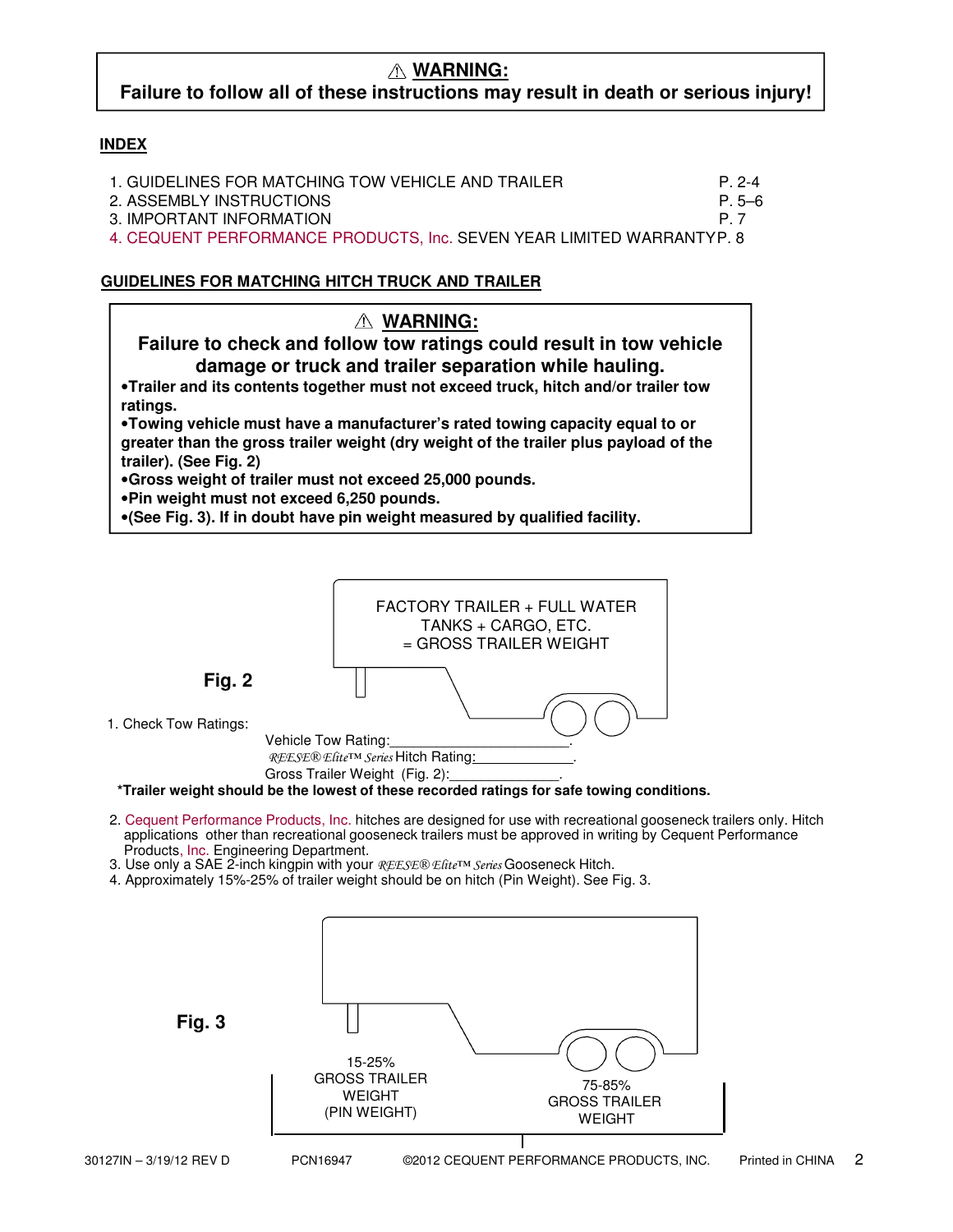**⚠ WARNING:**
**Failure to follow all of these instructions may result in death or serious injury!**

**INDEX**

1. GUIDELINES FOR MATCHING TOW VEHICLE AND TRAILER P. 2-4
2. ASSEMBLY INSTRUCTIONS P. 5–6
3. IMPORTANT INFORMATION P. 7
4. CEQUENT PERFORMANCE PRODUCTS, Inc. SEVEN YEAR LIMITED WARRANTY P. 8

**GUIDELINES FOR MATCHING HITCH TRUCK AND TRAILER**

**⚠ WARNING:**
**Failure to check and follow tow ratings could result in tow vehicle damage or truck and trailer separation while hauling.**
**•Trailer and its contents together must not exceed truck, hitch and/or trailer tow ratings.**
**•Towing vehicle must have a manufacturer's rated towing capacity equal to or greater than the gross trailer weight (dry weight of the trailer plus payload of the trailer). (See Fig. 2)**
**•Gross weight of trailer must not exceed 25,000 pounds.**
**•Pin weight must not exceed 6,250 pounds.**
**•(See Fig. 3). If in doubt have pin weight measured by qualified facility.**

FACTORY TRAILER + FULL WATER TANKS + CARGO, ETC. = GROSS TRAILER WEIGHT

**Fig. 2**

1. Check Tow Ratings:

   Vehicle Tow Rating:\_\_\_\_\_\_\_\_\_\_\_\_\_\_\_\_\_\_\_\_\_\_\_\_.
   *REESE® Elite™ Series* Hitch Rating:\_\_\_\_\_\_\_\_\_\_\_\_\_\_\_.
   Gross Trailer Weight (Fig. 2):\_\_\_\_\_\_\_\_\_\_\_\_\_\_\_\_.

**\*Trailer weight should be the lowest of these recorded ratings for safe towing conditions.**

2. Cequent Performance Products, Inc. hitches are designed for use with recreational gooseneck trailers only. Hitch applications other than recreational gooseneck trailers must be approved in writing by Cequent Performance Products, Inc. Engineering Department.
3. Use only a SAE 2-inch kingpin with your *REESE® Elite™ Series* Gooseneck Hitch.
4. Approximately 15%-25% of trailer weight should be on hitch (Pin Weight). See Fig. 3.

**Fig. 3**

15-25% GROSS TRAILER WEIGHT (PIN WEIGHT)

75-85% GROSS TRAILER WEIGHT

30127IN – 3/19/12 REV D PCN16947 ©2012 CEQUENT PERFORMANCE PRODUCTS, INC. Printed in CHINA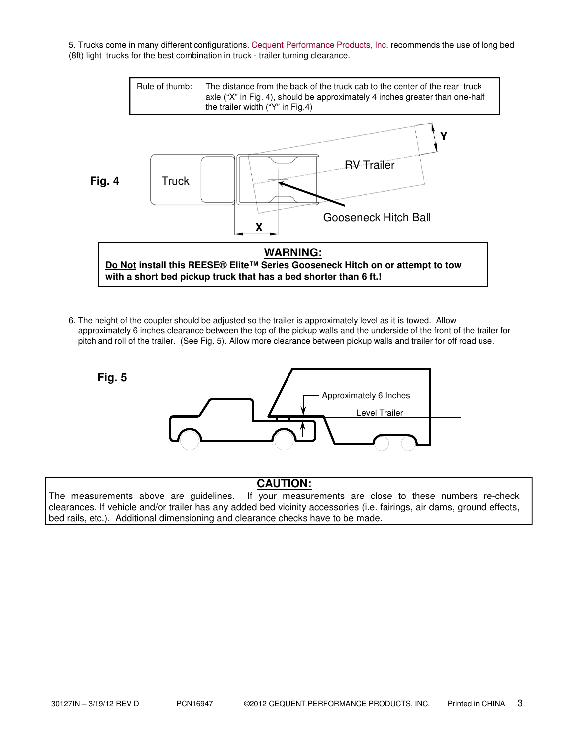5. Trucks come in many different configurations. Cequent Performance Products, Inc. recommends the use of long bed (8ft) light trucks for the best combination in truck - trailer turning clearance.

| Rule of thumb: | The distance from the back of the truck cab to the center of the rear truck axle ("X" in Fig. 4), should be approximately 4 inches greater than one-half the trailer width ("Y" in Fig.4) |
|---|---|

**Fig. 4**

Truck

RV Trailer

Gooseneck Hitch Ball

X

Y

**WARNING:**

**Do Not install this REESE® Elite™ Series Gooseneck Hitch on or attempt to tow with a short bed pickup truck that has a bed shorter than 6 ft.!**

6. The height of the coupler should be adjusted so the trailer is approximately level as it is towed. Allow approximately 6 inches clearance between the top of the pickup walls and the underside of the front of the trailer for pitch and roll of the trailer. (See Fig. 5). Allow more clearance between pickup walls and trailer for off road use.

**Fig. 5**

Approximately 6 Inches

Level Trailer

**CAUTION:**

The measurements above are guidelines. If your measurements are close to these numbers re-check clearances. If vehicle and/or trailer has any added bed vicinity accessories (i.e. fairings, air dams, ground effects, bed rails, etc.). Additional dimensioning and clearance checks have to be made.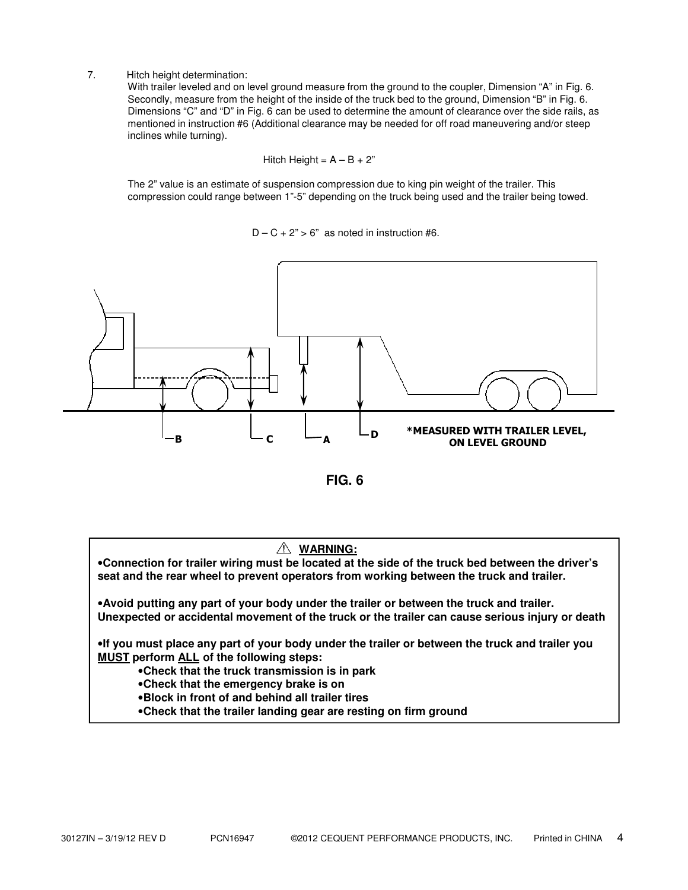7. Hitch height determination:

With trailer leveled and on level ground measure from the ground to the coupler, Dimension "A" in Fig. 6. Secondly, measure from the height of the inside of the truck bed to the ground, Dimension "B" in Fig. 6. Dimensions "C" and "D" in Fig. 6 can be used to determine the amount of clearance over the side rails, as mentioned in instruction #6 (Additional clearance may be needed for off road maneuvering and/or steep inclines while turning).

$$\text{Hitch Height} = A - B + 2"$$

The 2" value is an estimate of suspension compression due to king pin weight of the trailer. This compression could range between 1"-5" depending on the truck being used and the trailer being towed.

$D - C + 2" > 6"$ as noted in instruction #6.

B C A D

*MEASURED WITH TRAILER LEVEL, ON LEVEL GROUND

**FIG. 6**

> ⚠ **WARNING:**
>
> **•Connection for trailer wiring must be located at the side of the truck bed between the driver's seat and the rear wheel to prevent operators from working between the truck and trailer.**
>
> **•Avoid putting any part of your body under the trailer or between the truck and trailer. Unexpected or accidental movement of the truck or the trailer can cause serious injury or death**
>
> **•If you must place any part of your body under the trailer or between the truck and trailer you MUST perform ALL of the following steps:**
> - **•Check that the truck transmission is in park**
> - **•Check that the emergency brake is on**
> - **•Block in front of and behind all trailer tires**
> - **•Check that the trailer landing gear are resting on firm ground**

30127IN – 3/19/12 REV D PCN16947 ©2012 CEQUENT PERFORMANCE PRODUCTS, INC. Printed in CHINA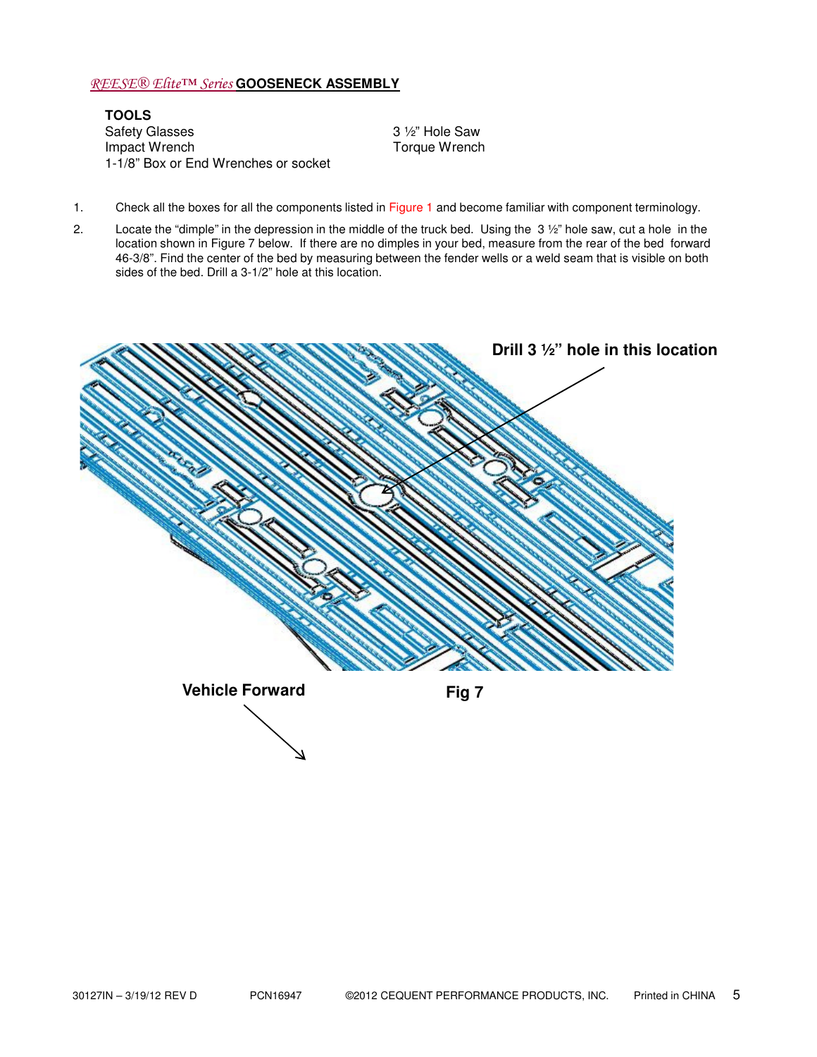## *REESE® Elite™ Series* GOOSENECK ASSEMBLY

**TOOLS**

Safety Glasses
Impact Wrench
1-1/8" Box or End Wrenches or socket
3 ½" Hole Saw
Torque Wrench

1. Check all the boxes for all the components listed in Figure 1 and become familiar with component terminology.
2. Locate the "dimple" in the depression in the middle of the truck bed. Using the 3 ½" hole saw, cut a hole in the location shown in Figure 7 below. If there are no dimples in your bed, measure from the rear of the bed forward 46-3/8". Find the center of the bed by measuring between the fender wells or a weld seam that is visible on both sides of the bed. Drill a 3-1/2" hole at this location.

**Drill 3 ½" hole in this location**

**Vehicle Forward**

**Fig 7**

30127IN – 3/19/12 REV D PCN16947 ©2012 CEQUENT PERFORMANCE PRODUCTS, INC. Printed in CHINA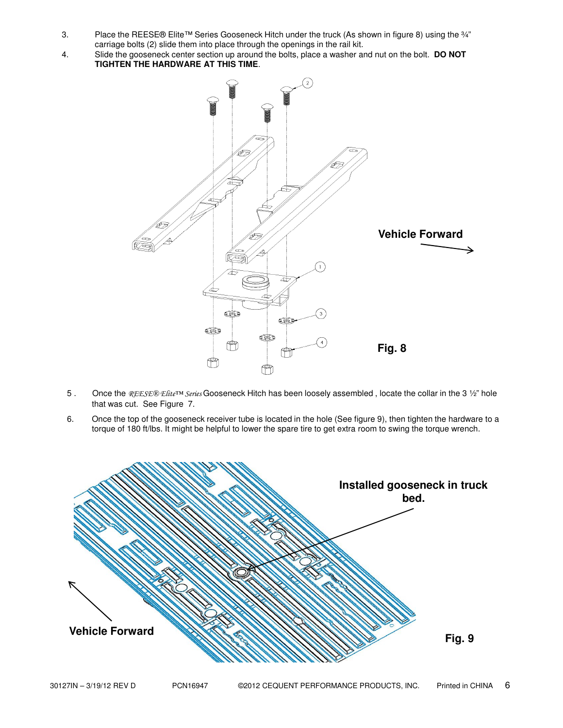3. Place the REESE® Elite™ Series Gooseneck Hitch under the truck (As shown in figure 8) using the ¾" carriage bolts (2) slide them into place through the openings in the rail kit.
4. Slide the gooseneck center section up around the bolts, place a washer and nut on the bolt. **DO NOT TIGHTEN THE HARDWARE AT THIS TIME**.

Vehicle Forward

Fig. 8

5. Once the *REESE® Elite™ Series* Gooseneck Hitch has been loosely assembled , locate the collar in the 3 ½" hole that was cut. See Figure 7.
6. Once the top of the gooseneck receiver tube is located in the hole (See figure 9), then tighten the hardware to a torque of 180 ft/lbs. It might be helpful to lower the spare tire to get extra room to swing the torque wrench.

Installed gooseneck in truck bed.

Vehicle Forward

Fig. 9

30127IN – 3/19/12 REV D PCN16947 ©2012 CEQUENT PERFORMANCE PRODUCTS, INC. Printed in CHINA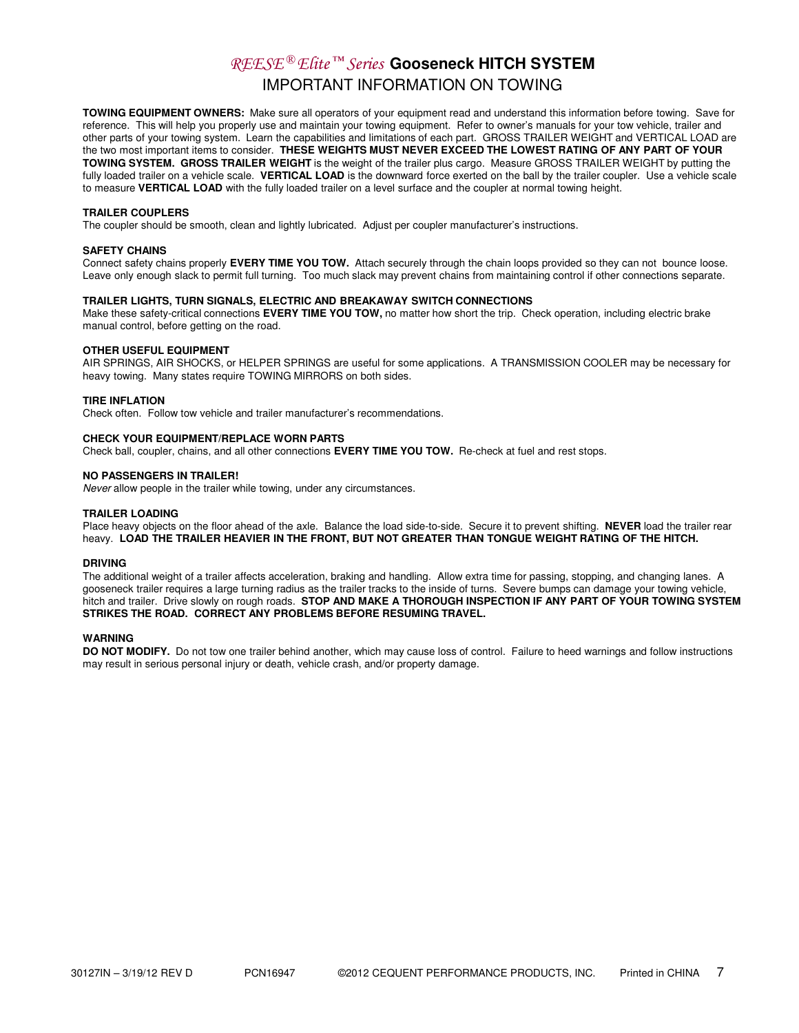# *REESE® Elite™ Series* Gooseneck HITCH SYSTEM

## IMPORTANT INFORMATION ON TOWING

**TOWING EQUIPMENT OWNERS:** Make sure all operators of your equipment read and understand this information before towing. Save for reference. This will help you properly use and maintain your towing equipment. Refer to owner's manuals for your tow vehicle, trailer and other parts of your towing system. Learn the capabilities and limitations of each part. GROSS TRAILER WEIGHT and VERTICAL LOAD are the two most important items to consider. **THESE WEIGHTS MUST NEVER EXCEED THE LOWEST RATING OF ANY PART OF YOUR TOWING SYSTEM. GROSS TRAILER WEIGHT** is the weight of the trailer plus cargo. Measure GROSS TRAILER WEIGHT by putting the fully loaded trailer on a vehicle scale. **VERTICAL LOAD** is the downward force exerted on the ball by the trailer coupler. Use a vehicle scale to measure **VERTICAL LOAD** with the fully loaded trailer on a level surface and the coupler at normal towing height.

**TRAILER COUPLERS**
The coupler should be smooth, clean and lightly lubricated. Adjust per coupler manufacturer's instructions.

**SAFETY CHAINS**
Connect safety chains properly **EVERY TIME YOU TOW.** Attach securely through the chain loops provided so they can not bounce loose. Leave only enough slack to permit full turning. Too much slack may prevent chains from maintaining control if other connections separate.

**TRAILER LIGHTS, TURN SIGNALS, ELECTRIC AND BREAKAWAY SWITCH CONNECTIONS**
Make these safety-critical connections **EVERY TIME YOU TOW,** no matter how short the trip. Check operation, including electric brake manual control, before getting on the road.

**OTHER USEFUL EQUIPMENT**
AIR SPRINGS, AIR SHOCKS, or HELPER SPRINGS are useful for some applications. A TRANSMISSION COOLER may be necessary for heavy towing. Many states require TOWING MIRRORS on both sides.

**TIRE INFLATION**
Check often. Follow tow vehicle and trailer manufacturer's recommendations.

**CHECK YOUR EQUIPMENT/REPLACE WORN PARTS**
Check ball, coupler, chains, and all other connections **EVERY TIME YOU TOW.** Re-check at fuel and rest stops.

**NO PASSENGERS IN TRAILER!**
*Never* allow people in the trailer while towing, under any circumstances.

**TRAILER LOADING**
Place heavy objects on the floor ahead of the axle. Balance the load side-to-side. Secure it to prevent shifting. **NEVER** load the trailer rear heavy. **LOAD THE TRAILER HEAVIER IN THE FRONT, BUT NOT GREATER THAN TONGUE WEIGHT RATING OF THE HITCH.**

**DRIVING**
The additional weight of a trailer affects acceleration, braking and handling. Allow extra time for passing, stopping, and changing lanes. A gooseneck trailer requires a large turning radius as the trailer tracks to the inside of turns. Severe bumps can damage your towing vehicle, hitch and trailer. Drive slowly on rough roads. **STOP AND MAKE A THOROUGH INSPECTION IF ANY PART OF YOUR TOWING SYSTEM STRIKES THE ROAD. CORRECT ANY PROBLEMS BEFORE RESUMING TRAVEL.**

**WARNING**
**DO NOT MODIFY.** Do not tow one trailer behind another, which may cause loss of control. Failure to heed warnings and follow instructions may result in serious personal injury or death, vehicle crash, and/or property damage.

30127IN – 3/19/12 REV D PCN16947 ©2012 CEQUENT PERFORMANCE PRODUCTS, INC. Printed in CHINA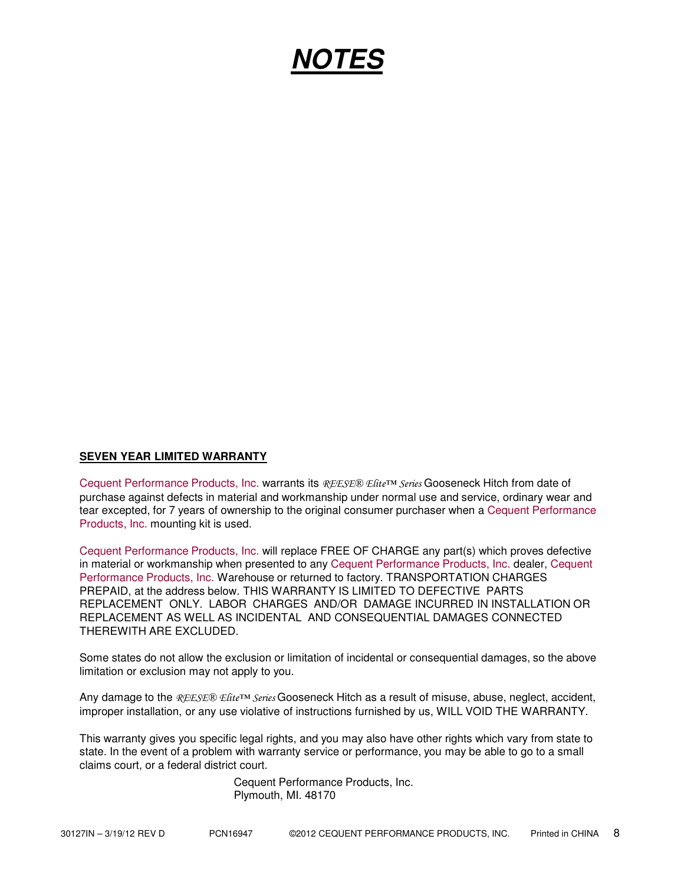# ***NOTES***

**SEVEN YEAR LIMITED WARRANTY**

Cequent Performance Products, Inc. warrants its *REESE® Elite™ Series* Gooseneck Hitch from date of purchase against defects in material and workmanship under normal use and service, ordinary wear and tear excepted, for 7 years of ownership to the original consumer purchaser when a Cequent Performance Products, Inc. mounting kit is used.

Cequent Performance Products, Inc. will replace FREE OF CHARGE any part(s) which proves defective in material or workmanship when presented to any Cequent Performance Products, Inc. dealer, Cequent Performance Products, Inc. Warehouse or returned to factory. TRANSPORTATION CHARGES PREPAID, at the address below. THIS WARRANTY IS LIMITED TO DEFECTIVE PARTS REPLACEMENT ONLY. LABOR CHARGES AND/OR DAMAGE INCURRED IN INSTALLATION OR REPLACEMENT AS WELL AS INCIDENTAL AND CONSEQUENTIAL DAMAGES CONNECTED THEREWITH ARE EXCLUDED.

Some states do not allow the exclusion or limitation of incidental or consequential damages, so the above limitation or exclusion may not apply to you.

Any damage to the *REESE® Elite™ Series* Gooseneck Hitch as a result of misuse, abuse, neglect, accident, improper installation, or any use violative of instructions furnished by us, WILL VOID THE WARRANTY.

This warranty gives you specific legal rights, and you may also have other rights which vary from state to state. In the event of a problem with warranty service or performance, you may be able to go to a small claims court, or a federal district court.

Cequent Performance Products, Inc.
Plymouth, MI. 48170

30127IN – 3/19/12 REV D PCN16947 ©2012 CEQUENT PERFORMANCE PRODUCTS, INC. Printed in CHINA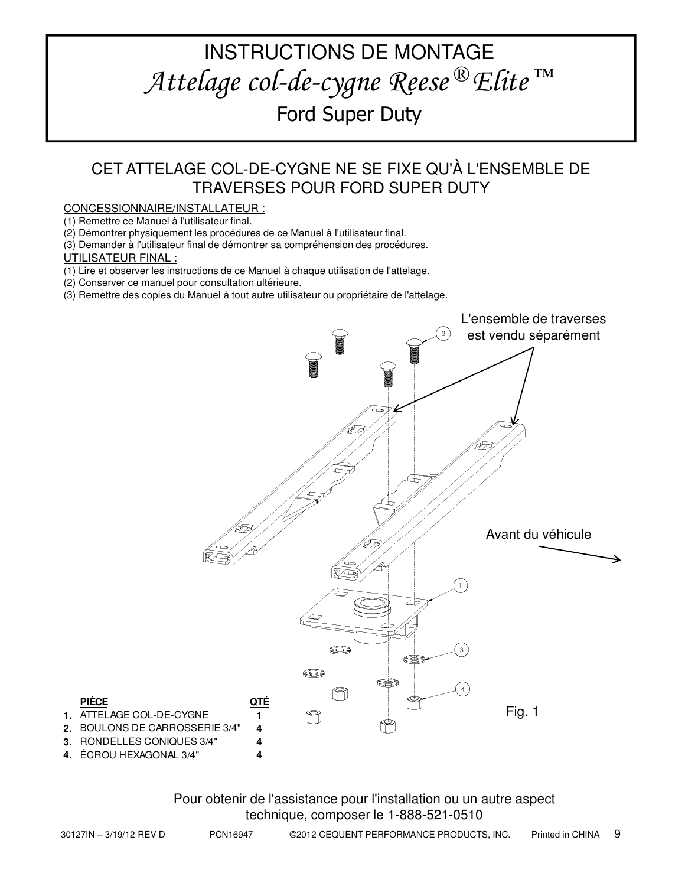# INSTRUCTIONS DE MONTAGE

## *Attelage col-de-cygne Reese® Elite™*

## Ford Super Duty

### CET ATTELAGE COL-DE-CYGNE NE SE FIXE QU'À L'ENSEMBLE DE TRAVERSES POUR FORD SUPER DUTY

CONCESSIONNAIRE/INSTALLATEUR :

(1) Remettre ce Manuel à l'utilisateur final.
(2) Démontrer physiquement les procédures de ce Manuel à l'utilisateur final.
(3) Demander à l'utilisateur final de démontrer sa compréhension des procédures.

UTILISATEUR FINAL :

(1) Lire et observer les instructions de ce Manuel à chaque utilisation de l'attelage.
(2) Conserver ce manuel pour consultation ultérieure.
(3) Remettre des copies du Manuel à tout autre utilisateur ou propriétaire de l'attelage.

L'ensemble de traverses est vendu séparément

Avant du véhicule

| | PIÈCE | QTÉ |
|---|---|---|
| 1. | ATTELAGE COL-DE-CYGNE | 1 |
| 2. | BOULONS DE CARROSSERIE 3/4" | 4 |
| 3. | RONDELLES CONIQUES 3/4" | 4 |
| 4. | ÉCROU HEXAGONAL 3/4" | 4 |

Fig. 1

Pour obtenir de l'assistance pour l'installation ou un autre aspect technique, composer le 1-888-521-0510

30127IN – 3/19/12 REV D PCN16947 ©2012 CEQUENT PERFORMANCE PRODUCTS, INC. Printed in CHINA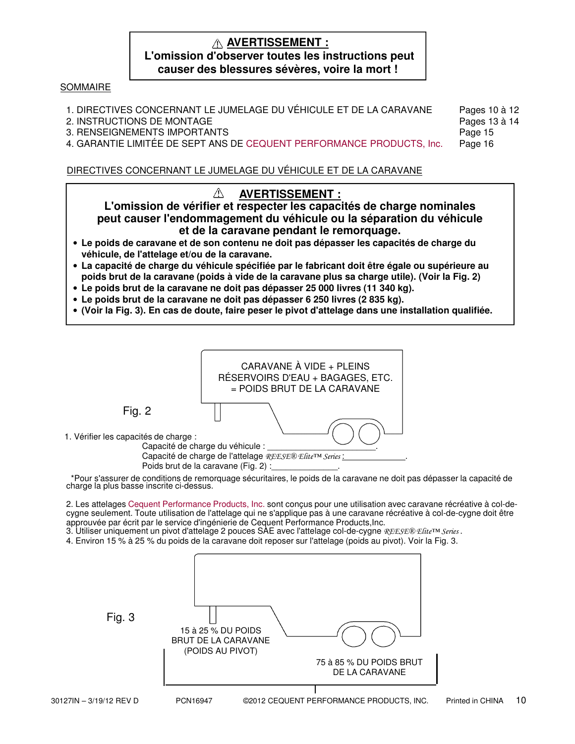**⚠ AVERTISSEMENT :**
**L'omission d'observer toutes les instructions peut causer des blessures sévères, voire la mort !**

SOMMAIRE

1. DIRECTIVES CONCERNANT LE JUMELAGE DU VÉHICULE ET DE LA CARAVANE — Pages 10 à 12
2. INSTRUCTIONS DE MONTAGE — Pages 13 à 14
3. RENSEIGNEMENTS IMPORTANTS — Page 15
4. GARANTIE LIMITÉE DE SEPT ANS DE CEQUENT PERFORMANCE PRODUCTS, Inc. — Page 16

## DIRECTIVES CONCERNANT LE JUMELAGE DU VÉHICULE ET DE LA CARAVANE

**⚠ AVERTISSEMENT :**
**L'omission de vérifier et respecter les capacités de charge nominales peut causer l'endommagement du véhicule ou la séparation du véhicule et de la caravane pendant le remorquage.**

- **Le poids de caravane et de son contenu ne doit pas dépasser les capacités de charge du véhicule, de l'attelage et/ou de la caravane.**
- **La capacité de charge du véhicule spécifiée par le fabricant doit être égale ou supérieure au poids brut de la caravane (poids à vide de la caravane plus sa charge utile). (Voir la Fig. 2)**
- **Le poids brut de la caravane ne doit pas dépasser 25 000 livres (11 340 kg).**
- **Le poids brut de la caravane ne doit pas dépasser 6 250 livres (2 835 kg).**
- **(Voir la Fig. 3). En cas de doute, faire peser le pivot d'attelage dans une installation qualifiée.**

Fig. 2

CARAVANE À VIDE + PLEINS RÉSERVOIRS D'EAU + BAGAGES, ETC. = POIDS BRUT DE LA CARAVANE

1. Vérifier les capacités de charge :
   Capacité de charge du véhicule : ____________________.
   Capacité de charge de l'attelage *REESE® Elite™ Series* : ______________.
   Poids brut de la caravane (Fig. 2) : ______________.

*Pour s'assurer de conditions de remorquage sécuritaires, le poids de la caravane ne doit pas dépasser la capacité de charge la plus basse inscrite ci-dessus.

2. Les attelages Cequent Performance Products, Inc. sont conçus pour une utilisation avec caravane récréative à col-de-cygne seulement. Toute utilisation de l'attelage qui ne s'applique pas à une caravane récréative à col-de-cygne doit être approuvée par écrit par le service d'ingénierie de Cequent Performance Products,Inc.
3. Utiliser uniquement un pivot d'attelage 2 pouces SAE avec l'attelage col-de-cygne *REESE® Elite™ Series*.
4. Environ 15 % à 25 % du poids de la caravane doit reposer sur l'attelage (poids au pivot). Voir la Fig. 3.

Fig. 3

15 à 25 % DU POIDS BRUT DE LA CARAVANE (POIDS AU PIVOT)

75 à 85 % DU POIDS BRUT DE LA CARAVANE

30127IN – 3/19/12 REV D    PCN16947    ©2012 CEQUENT PERFORMANCE PRODUCTS, INC.    Printed in CHINA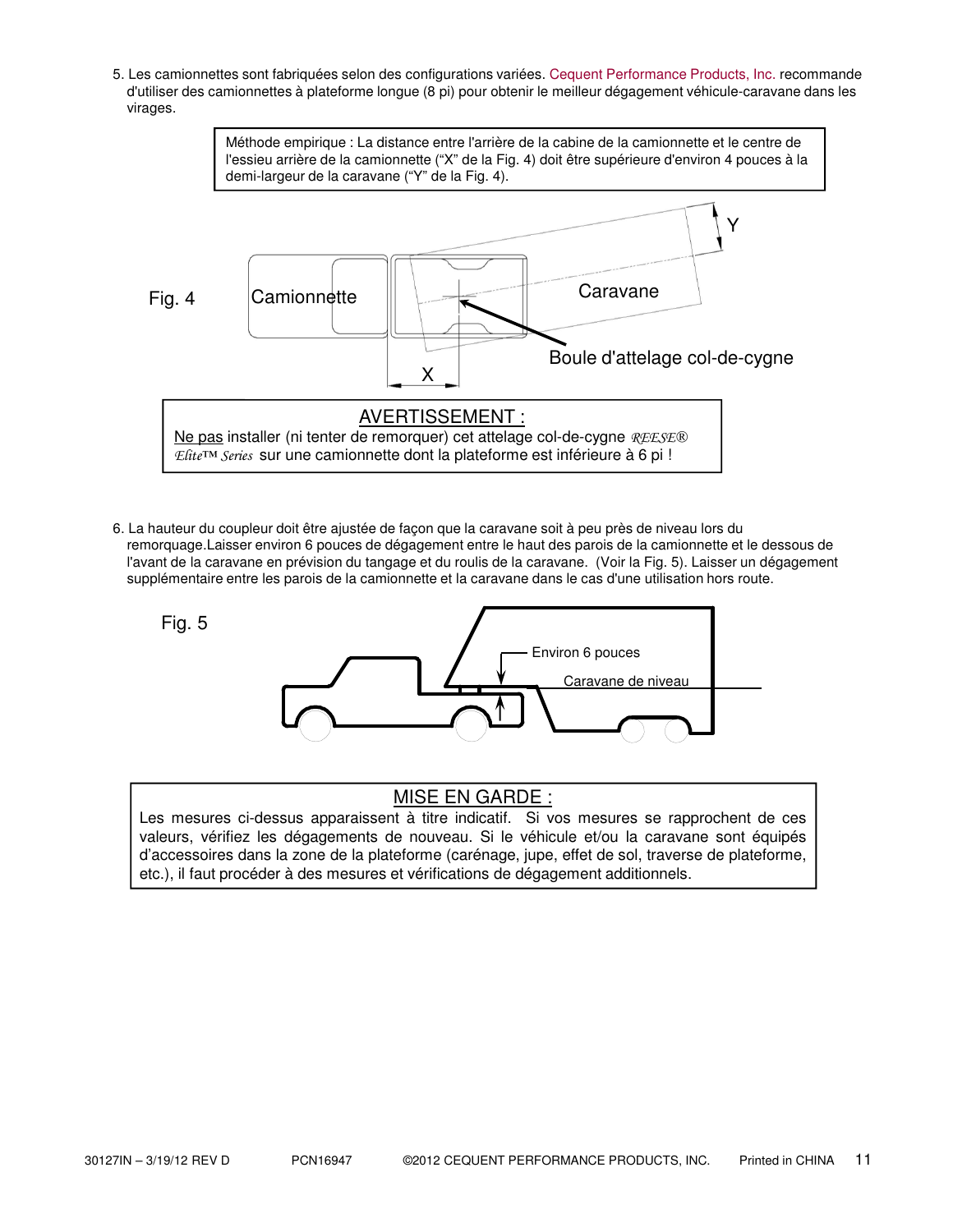5. Les camionnettes sont fabriquées selon des configurations variées. Cequent Performance Products, Inc. recommande d'utiliser des camionnettes à plateforme longue (8 pi) pour obtenir le meilleur dégagement véhicule-caravane dans les virages.

> Méthode empirique : La distance entre l'arrière de la cabine de la camionnette et le centre de l'essieu arrière de la camionnette (“X” de la Fig. 4) doit être supérieure d'environ 4 pouces à la demi-largeur de la caravane (“Y” de la Fig. 4).

Fig. 4

Camionnette — Caravane — Boule d'attelage col-de-cygne — X — Y

> **AVERTISSEMENT :**
>
> Ne pas installer (ni tenter de remorquer) cet attelage col-de-cygne *REESE® Elite™ Series* sur une camionnette dont la plateforme est inférieure à 6 pi !

6. La hauteur du coupleur doit être ajustée de façon que la caravane soit à peu près de niveau lors du remorquage.Laisser environ 6 pouces de dégagement entre le haut des parois de la camionnette et le dessous de l'avant de la caravane en prévision du tangage et du roulis de la caravane. (Voir la Fig. 5). Laisser un dégagement supplémentaire entre les parois de la camionnette et la caravane dans le cas d'une utilisation hors route.

Fig. 5

Environ 6 pouces — Caravane de niveau

> **MISE EN GARDE :**
>
> Les mesures ci-dessus apparaissent à titre indicatif. Si vos mesures se rapprochent de ces valeurs, vérifiez les dégagements de nouveau. Si le véhicule et/ou la caravane sont équipés d’accessoires dans la zone de la plateforme (carénage, jupe, effet de sol, traverse de plateforme, etc.), il faut procéder à des mesures et vérifications de dégagement additionnels.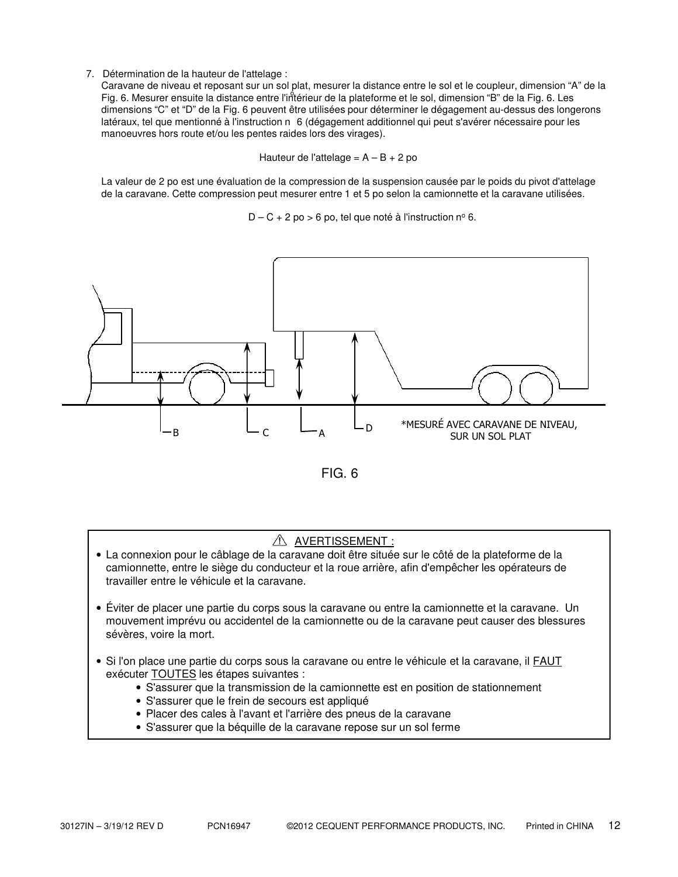7. Détermination de la hauteur de l'attelage :

   Caravane de niveau et reposant sur un sol plat, mesurer la distance entre le sol et le coupleur, dimension “A” de la Fig. 6. Mesurer ensuite la distance entre l'intérieur de la plateforme et le sol, dimension “B” de la Fig. 6. Les dimensions “C” et “D” de la Fig. 6 peuvent être utilisées pour déterminer le dégagement au-dessus des longerons latéraux, tel que mentionné à l'instruction n° 6 (dégagement additionnel qui peut s'avérer nécessaire pour les manoeuvres hors route et/ou les pentes raides lors des virages).

   Hauteur de l'attelage = A – B + 2 po

   La valeur de 2 po est une évaluation de la compression de la suspension causée par le poids du pivot d'attelage de la caravane. Cette compression peut mesurer entre 1 et 5 po selon la camionnette et la caravane utilisées.

   D – C + 2 po > 6 po, tel que noté à l'instruction n° 6.

B C A D

*MESURÉ AVEC CARAVANE DE NIVEAU, SUR UN SOL PLAT

FIG. 6

⚠ AVERTISSEMENT :

- La connexion pour le câblage de la caravane doit être située sur le côté de la plateforme de la camionnette, entre le siège du conducteur et la roue arrière, afin d'empêcher les opérateurs de travailler entre le véhicule et la caravane.
- Éviter de placer une partie du corps sous la caravane ou entre la camionnette et la caravane. Un mouvement imprévu ou accidentel de la camionnette ou de la caravane peut causer des blessures sévères, voire la mort.
- Si l'on place une partie du corps sous la caravane ou entre le véhicule et la caravane, il FAUT exécuter TOUTES les étapes suivantes :
  - S'assurer que la transmission de la camionnette est en position de stationnement
  - S'assurer que le frein de secours est appliqué
  - Placer des cales à l'avant et l'arrière des pneus de la caravane
  - S'assurer que la béquille de la caravane repose sur un sol ferme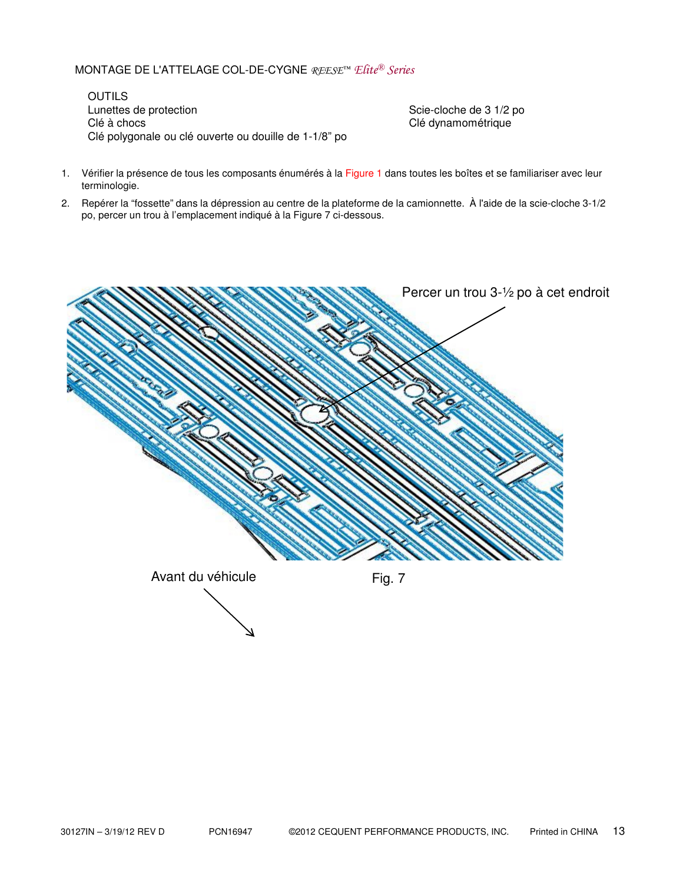## MONTAGE DE L'ATTELAGE COL-DE-CYGNE *REESE*™ *Elite*® *Series*

OUTILS

Lunettes de protection
Clé à chocs
Clé polygonale ou clé ouverte ou douille de 1-1/8" po
Scie-cloche de 3 1/2 po
Clé dynamométrique

1. Vérifier la présence de tous les composants énumérés à la Figure 1 dans toutes les boîtes et se familiariser avec leur terminologie.
2. Repérer la "fossette" dans la dépression au centre de la plateforme de la camionnette. À l'aide de la scie-cloche 3-1/2 po, percer un trou à l'emplacement indiqué à la Figure 7 ci-dessous.

Percer un trou 3-½ po à cet endroit

Avant du véhicule

Fig. 7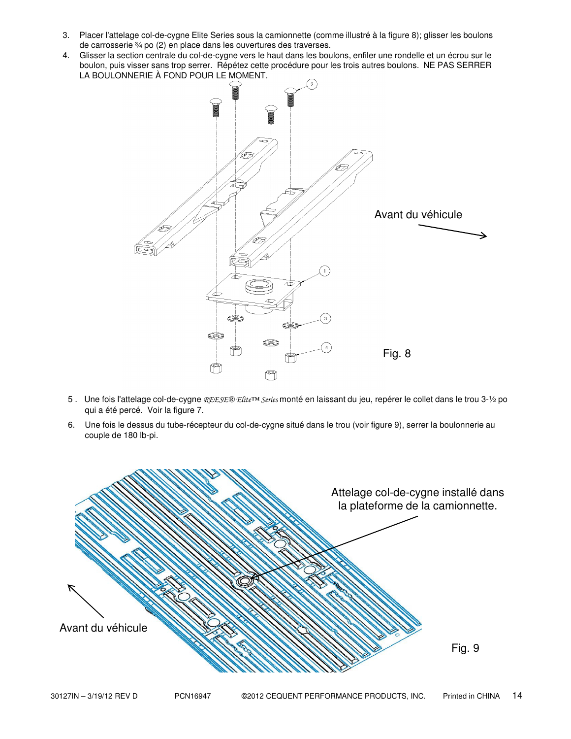3. Placer l'attelage col-de-cygne Elite Series sous la camionnette (comme illustré à la figure 8); glisser les boulons de carrosserie ¾ po (2) en place dans les ouvertures des traverses.
4. Glisser la section centrale du col-de-cygne vers le haut dans les boulons, enfiler une rondelle et un écrou sur le boulon, puis visser sans trop serrer. Répétez cette procédure pour les trois autres boulons. NE PAS SERRER LA BOULONNERIE À FOND POUR LE MOMENT.

Avant du véhicule

Fig. 8

5. Une fois l'attelage col-de-cygne *REESE® Elite™ Series* monté en laissant du jeu, repérer le collet dans le trou 3-½ po qui a été percé. Voir la figure 7.
6. Une fois le dessus du tube-récepteur du col-de-cygne situé dans le trou (voir figure 9), serrer la boulonnerie au couple de 180 lb-pi.

Attelage col-de-cygne installé dans la plateforme de la camionnette.

Avant du véhicule

Fig. 9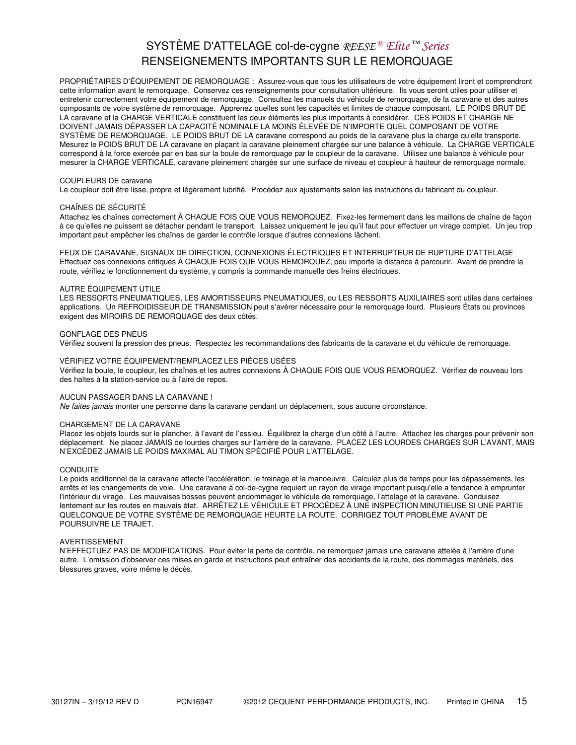# SYSTÈME D'ATTELAGE col-de-cygne *REESE® Elite™ Series*
# RENSEIGNEMENTS IMPORTANTS SUR LE REMORQUAGE

PROPRIÉTAIRES D'ÉQUIPEMENT DE REMORQUAGE : Assurez-vous que tous les utilisateurs de votre équipement liront et comprendront cette information avant le remorquage. Conservez ces renseignements pour consultation ultérieure. Ils vous seront utiles pour utiliser et entretenir correctement votre équipement de remorquage. Consultez les manuels du véhicule de remorquage, de la caravane et des autres composants de votre système de remorquage. Apprenez quelles sont les capacités et limites de chaque composant. LE POIDS BRUT DE LA caravane et la CHARGE VERTICALE constituent les deux éléments les plus importants à considérer. CES POIDS ET CHARGE NE DOIVENT JAMAIS DÉPASSER LA CAPACITÉ NOMINALE LA MOINS ÉLEVÉE DE N'IMPORTE QUEL COMPOSANT DE VOTRE SYSTÈME DE REMORQUAGE. LE POIDS BRUT DE LA caravane correspond au poids de la caravane plus la charge qu'elle transporte. Mesurez le POIDS BRUT DE LA caravane en plaçant la caravane pleinement chargée sur une balance à véhicule. La CHARGE VERTICALE correspond à la force exercée par en bas sur la boule de remorquage par le coupleur de la caravane. Utilisez une balance à véhicule pour mesurer la CHARGE VERTICALE, caravane pleinement chargée sur une surface de niveau et coupleur à hauteur de remorquage normale.

COUPLEURS DE caravane
Le coupleur doit être lisse, propre et légèrement lubrifié. Procédez aux ajustements selon les instructions du fabricant du coupleur.

CHAÎNES DE SÉCURITÉ
Attachez les chaînes correctement À CHAQUE FOIS QUE VOUS REMORQUEZ. Fixez-les fermement dans les maillons de chaîne de façon à ce qu'elles ne puissent se détacher pendant le transport. Laissez uniquement le jeu qu'il faut pour effectuer un virage complet. Un jeu trop important peut empêcher les chaînes de garder le contrôle lorsque d'autres connexions lâchent.

FEUX DE CARAVANE, SIGNAUX DE DIRECTION, CONNEXIONS ÉLECTRIQUES ET INTERRUPTEUR DE RUPTURE D'ATTELAGE
Effectuez ces connexions critiques À CHAQUE FOIS QUE VOUS REMORQUEZ, peu importe la distance à parcourir. Avant de prendre la route, vérifiez le fonctionnement du système, y compris la commande manuelle des freins électriques.

AUTRE ÉQUIPEMENT UTILE
LES RESSORTS PNEUMATIQUES, LES AMORTISSEURS PNEUMATIQUES, ou LES RESSORTS AUXILIAIRES sont utiles dans certaines applications. Un REFROIDISSEUR DE TRANSMISSION peut s'avérer nécessaire pour le remorquage lourd. Plusieurs États ou provinces exigent des MIROIRS DE REMORQUAGE des deux côtés.

GONFLAGE DES PNEUS
Vérifiez souvent la pression des pneus. Respectez les recommandations des fabricants de la caravane et du véhicule de remorquage.

VÉRIFIEZ VOTRE ÉQUIPEMENT/REMPLACEZ LES PIÈCES USÉES
Vérifiez la boule, le coupleur, les chaînes et les autres connexions À CHAQUE FOIS QUE VOUS REMORQUEZ. Vérifiez de nouveau lors des haltes à la station-service ou à l'aire de repos.

AUCUN PASSAGER DANS LA CARAVANE !
*Ne faites jamais* monter une personne dans la caravane pendant un déplacement, sous aucune circonstance.

CHARGEMENT DE LA CARAVANE
Placez les objets lourds sur le plancher, à l'avant de l'essieu. Équilibrez la charge d'un côté à l'autre. Attachez les charges pour prévenir son déplacement. Ne placez JAMAIS de lourdes charges sur l'arrière de la caravane. PLACEZ LES LOURDES CHARGES SUR L'AVANT, MAIS N'EXCÉDEZ JAMAIS LE POIDS MAXIMAL AU TIMON SPÉCIFIÉ POUR L'ATTELAGE.

CONDUITE
Le poids additionnel de la caravane affecte l'accélération, le freinage et la manoeuvre. Calculez plus de temps pour les dépassements, les arrêts et les changements de voie. Une caravane à col-de-cygne requiert un rayon de virage important puisqu'elle a tendance à emprunter l'intérieur du virage. Les mauvaises bosses peuvent endommager le véhicule de remorquage, l'attelage et la caravane. Conduisez lentement sur les routes en mauvais état. ARRÊTEZ LE VÉHICULE ET PROCÉDEZ À UNE INSPECTION MINUTIEUSE SI UNE PARTIE QUELCONQUE DE VOTRE SYSTÈME DE REMORQUAGE HEURTE LA ROUTE. CORRIGEZ TOUT PROBLÈME AVANT DE POURSUIVRE LE TRAJET.

AVERTISSEMENT
N'EFFECTUEZ PAS DE MODIFICATIONS. Pour éviter la perte de contrôle, ne remorquez jamais une caravane attelée à l'arrière d'une autre. L'omission d'observer ces mises en garde et instructions peut entraîner des accidents de la route, des dommages matériels, des blessures graves, voire même le décès.

30127IN – 3/19/12 REV D PCN16947 ©2012 CEQUENT PERFORMANCE PRODUCTS, INC. Printed in CHINA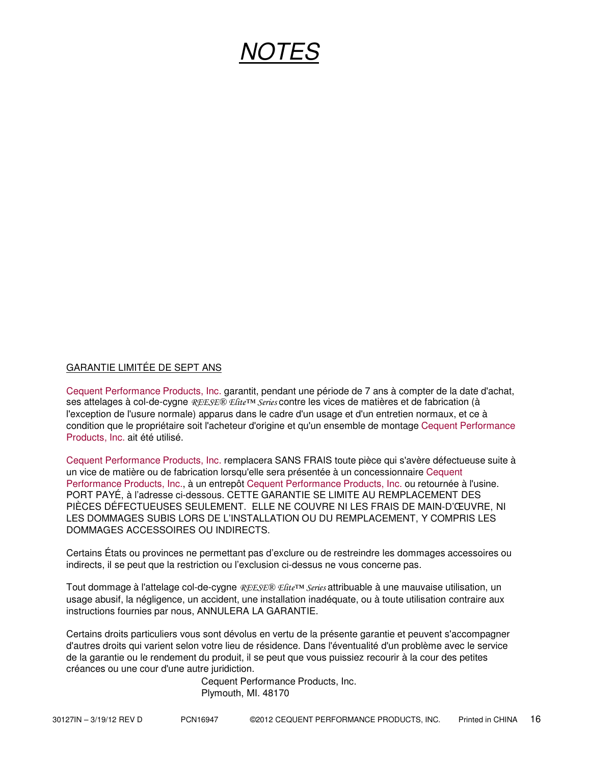# *NOTES*

GARANTIE LIMITÉE DE SEPT ANS

Cequent Performance Products, Inc. garantit, pendant une période de 7 ans à compter de la date d'achat, ses attelages à col-de-cygne *REESE® Elite™ Series* contre les vices de matières et de fabrication (à l'exception de l'usure normale) apparus dans le cadre d'un usage et d'un entretien normaux, et ce à condition que le propriétaire soit l'acheteur d'origine et qu'un ensemble de montage Cequent Performance Products, Inc. ait été utilisé.

Cequent Performance Products, Inc. remplacera SANS FRAIS toute pièce qui s'avère défectueuse suite à un vice de matière ou de fabrication lorsqu'elle sera présentée à un concessionnaire Cequent Performance Products, Inc., à un entrepôt Cequent Performance Products, Inc. ou retournée à l'usine. PORT PAYÉ, à l'adresse ci-dessous. CETTE GARANTIE SE LIMITE AU REMPLACEMENT DES PIÈCES DÉFECTUEUSES SEULEMENT. ELLE NE COUVRE NI LES FRAIS DE MAIN-D'ŒUVRE, NI LES DOMMAGES SUBIS LORS DE L'INSTALLATION OU DU REMPLACEMENT, Y COMPRIS LES DOMMAGES ACCESSOIRES OU INDIRECTS.

Certains États ou provinces ne permettant pas d'exclure ou de restreindre les dommages accessoires ou indirects, il se peut que la restriction ou l'exclusion ci-dessus ne vous concerne pas.

Tout dommage à l'attelage col-de-cygne *REESE® Elite™ Series* attribuable à une mauvaise utilisation, un usage abusif, la négligence, un accident, une installation inadéquate, ou à toute utilisation contraire aux instructions fournies par nous, ANNULERA LA GARANTIE.

Certains droits particuliers vous sont dévolus en vertu de la présente garantie et peuvent s'accompagner d'autres droits qui varient selon votre lieu de résidence. Dans l'éventualité d'un problème avec le service de la garantie ou le rendement du produit, il se peut que vous puissiez recourir à la cour des petites créances ou une cour d'une autre juridiction.

Cequent Performance Products, Inc.
Plymouth, MI. 48170

30127IN – 3/19/12 REV D PCN16947 ©2012 CEQUENT PERFORMANCE PRODUCTS, INC. Printed in CHINA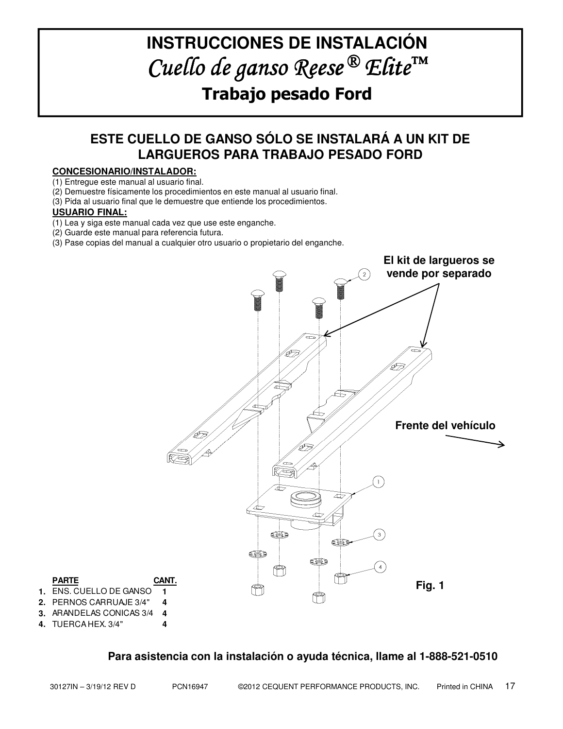# INSTRUCCIONES DE INSTALACIÓN

## *Cuello de ganso Reese® Elite™*

## Trabajo pesado Ford

### ESTE CUELLO DE GANSO SÓLO SE INSTALARÁ A UN KIT DE LARGUEROS PARA TRABAJO PESADO FORD

**CONCESIONARIO/INSTALADOR:**

(1) Entregue este manual al usuario final.
(2) Demuestre físicamente los procedimientos en este manual al usuario final.
(3) Pida al usuario final que le demuestre que entiende los procedimientos.

**USUARIO FINAL:**

(1) Lea y siga este manual cada vez que use este enganche.
(2) Guarde este manual para referencia futura.
(3) Pase copias del manual a cualquier otro usuario o propietario del enganche.

**El kit de largueros se vende por separado**

**Frente del vehículo**

| | PARTE | CANT. |
|---|---|---|
| 1. | ENS. CUELLO DE GANSO | 1 |
| 2. | PERNOS CARRUAJE 3/4" | 4 |
| 3. | ARANDELAS CONICAS 3/4 | 4 |
| 4. | TUERCA HEX. 3/4" | 4 |

**Fig. 1**

**Para asistencia con la instalación o ayuda técnica, llame al 1-888-521-0510**

30127IN – 3/19/12 REV D PCN16947 ©2012 CEQUENT PERFORMANCE PRODUCTS, INC. Printed in CHINA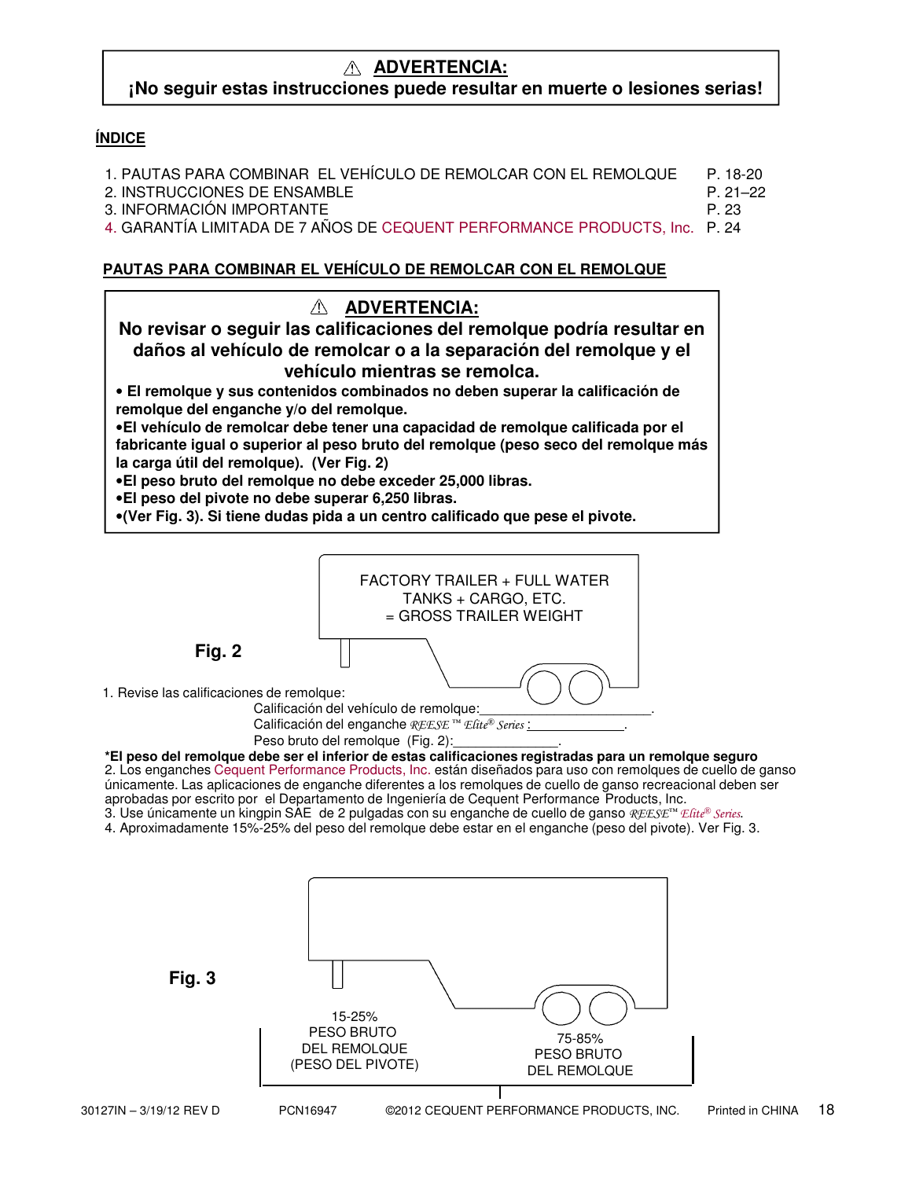**⚠ ADVERTENCIA:**
**¡No seguir estas instrucciones puede resultar en muerte o lesiones serias!**

**ÍNDICE**

1. PAUTAS PARA COMBINAR EL VEHÍCULO DE REMOLCAR CON EL REMOLQUE P. 18-20
2. INSTRUCCIONES DE ENSAMBLE P. 21–22
3. INFORMACIÓN IMPORTANTE P. 23
4. GARANTÍA LIMITADA DE 7 AÑOS DE CEQUENT PERFORMANCE PRODUCTS, Inc. P. 24

## PAUTAS PARA COMBINAR EL VEHÍCULO DE REMOLCAR CON EL REMOLQUE

**⚠ ADVERTENCIA:**
**No revisar o seguir las calificaciones del remolque podría resultar en daños al vehículo de remolcar o a la separación del remolque y el vehículo mientras se remolca.**

- **El remolque y sus contenidos combinados no deben superar la calificación de remolque del enganche y/o del remolque.**
- **El vehículo de remolcar debe tener una capacidad de remolque calificada por el fabricante igual o superior al peso bruto del remolque (peso seco del remolque más la carga útil del remolque). (Ver Fig. 2)**
- **El peso bruto del remolque no debe exceder 25,000 libras.**
- **El peso del pivote no debe superar 6,250 libras.**
- **(Ver Fig. 3). Si tiene dudas pida a un centro calificado que pese el pivote.**

**Fig. 2**

FACTORY TRAILER + FULL WATER TANKS + CARGO, ETC. = GROSS TRAILER WEIGHT

1. Revise las calificaciones de remolque:
   - Calificación del vehículo de remolque:\_\_\_\_\_\_\_\_\_\_\_\_\_\_\_\_\_\_\_\_\_\_.
   - Calificación del enganche *REESE™ Elite® Series* :\_\_\_\_\_\_\_\_\_\_\_\_\_\_.
   - Peso bruto del remolque (Fig. 2):\_\_\_\_\_\_\_\_\_\_\_\_\_\_.

**\*El peso del remolque debe ser el inferior de estas calificaciones registradas para un remolque seguro**

2. Los enganches Cequent Performance Products, Inc. están diseñados para uso con remolques de cuello de ganso únicamente. Las aplicaciones de enganche diferentes a los remolques de cuello de ganso recreacional deben ser aprobadas por escrito por el Departamento de Ingeniería de Cequent Performance Products, Inc.
3. Use únicamente un kingpin SAE de 2 pulgadas con su enganche de cuello de ganso *REESE™ Elite® Series.*
4. Aproximadamente 15%-25% del peso del remolque debe estar en el enganche (peso del pivote). Ver Fig. 3.

**Fig. 3**

15-25% PESO BRUTO DEL REMOLQUE (PESO DEL PIVOTE)

75-85% PESO BRUTO DEL REMOLQUE

30127IN – 3/19/12 REV D PCN16947 ©2012 CEQUENT PERFORMANCE PRODUCTS, INC. Printed in CHINA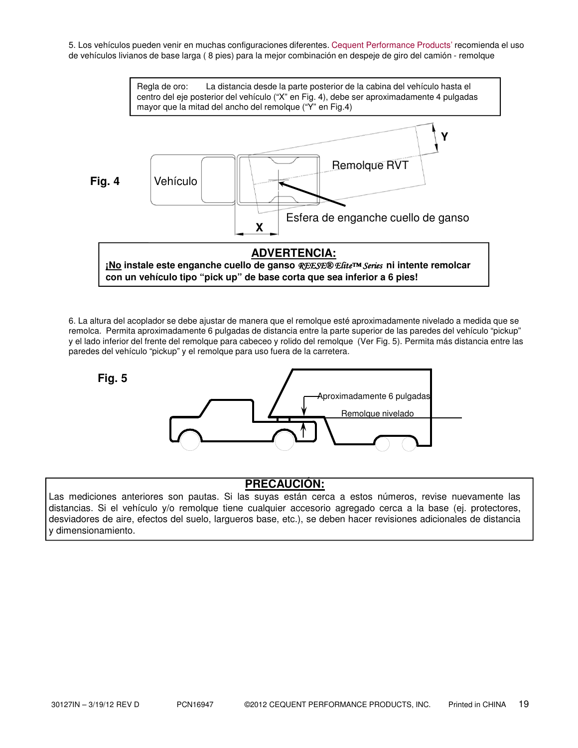5. Los vehículos pueden venir en muchas configuraciones diferentes. Cequent Performance Products' recomienda el uso de vehículos livianos de base larga ( 8 pies) para la mejor combinación en despeje de giro del camión - remolque

Regla de oro: La distancia desde la parte posterior de la cabina del vehículo hasta el centro del eje posterior del vehículo ("X" en Fig. 4), debe ser aproximadamente 4 pulgadas mayor que la mitad del ancho del remolque ("Y" en Fig.4)

**Fig. 4**

Vehículo

Remolque RVT

Esfera de enganche cuello de ganso

X

Y

## ADVERTENCIA:

**¡No instale este enganche cuello de ganso *REESE® Elite™ Series* ni intente remolcar con un vehículo tipo "pick up" de base corta que sea inferior a 6 pies!**

6. La altura del acoplador se debe ajustar de manera que el remolque esté aproximadamente nivelado a medida que se remolca. Permita aproximadamente 6 pulgadas de distancia entre la parte superior de las paredes del vehículo "pickup" y el lado inferior del frente del remolque para cabeceo y rolido del remolque (Ver Fig. 5). Permita más distancia entre las paredes del vehículo "pickup" y el remolque para uso fuera de la carretera.

**Fig. 5**

Aproximadamente 6 pulgadas

Remolque nivelado

## PRECAUCIÓN:

Las mediciones anteriores son pautas. Si las suyas están cerca a estos números, revise nuevamente las distancias. Si el vehículo y/o remolque tiene cualquier accesorio agregado cerca a la base (ej. protectores, desviadores de aire, efectos del suelo, largueros base, etc.), se deben hacer revisiones adicionales de distancia y dimensionamiento.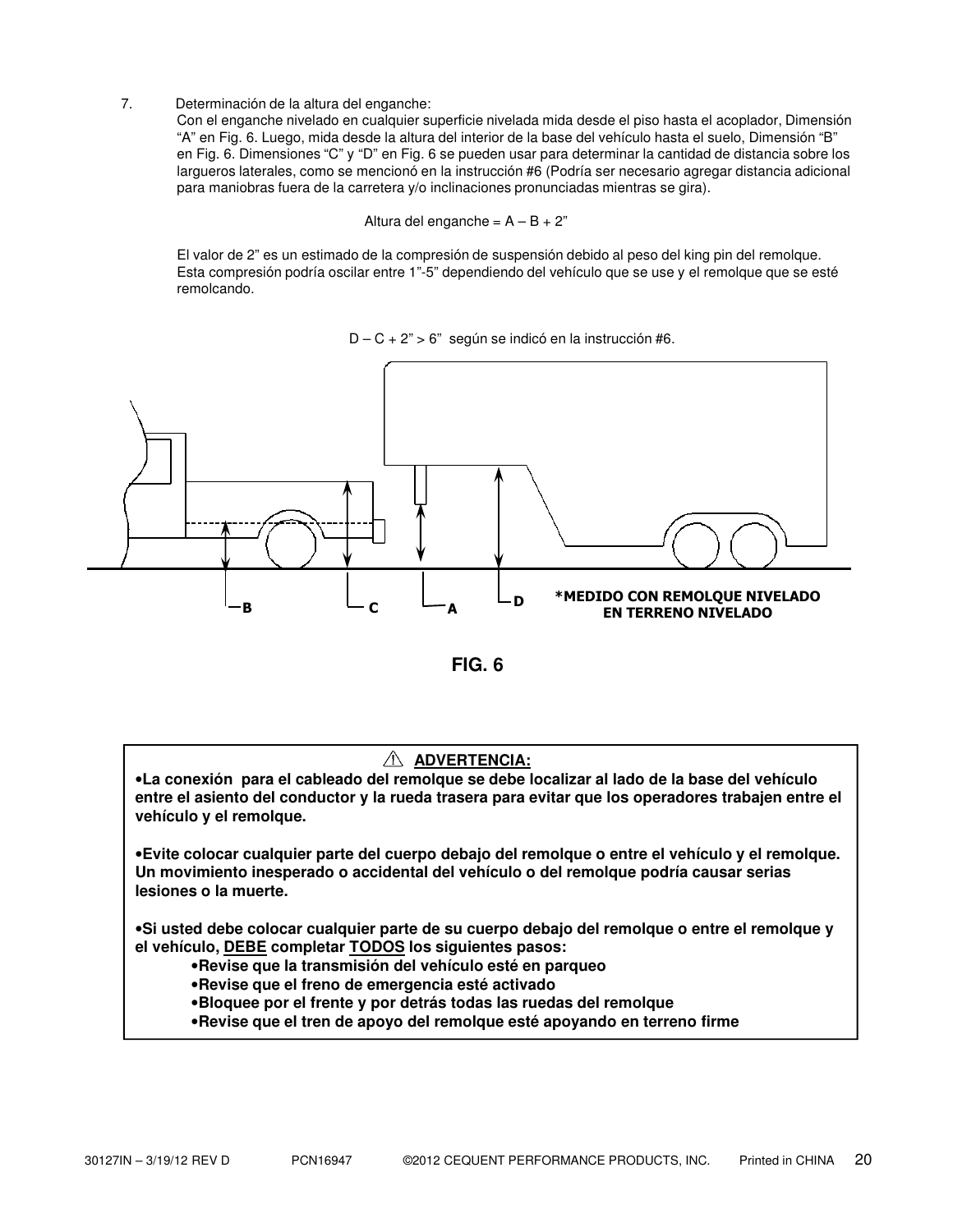7. Determinación de la altura del enganche:

Con el enganche nivelado en cualquier superficie nivelada mida desde el piso hasta el acoplador, Dimensión "A" en Fig. 6. Luego, mida desde la altura del interior de la base del vehículo hasta el suelo, Dimensión "B" en Fig. 6. Dimensiones "C" y "D" en Fig. 6 se pueden usar para determinar la cantidad de distancia sobre los largueros laterales, como se mencionó en la instrucción #6 (Podría ser necesario agregar distancia adicional para maniobras fuera de la carretera y/o inclinaciones pronunciadas mientras se gira).

Altura del enganche = A – B + 2"

El valor de 2" es un estimado de la compresión de suspensión debido al peso del king pin del remolque. Esta compresión podría oscilar entre 1"-5" dependiendo del vehículo que se use y el remolque que se esté remolcando.

D – C + 2" > 6" según se indicó en la instrucción #6.

B C A D

**\*MEDIDO CON REMOLQUE NIVELADO EN TERRENO NIVELADO**

**FIG. 6**

**⚠ ADVERTENCIA:**

**•La conexión para el cableado del remolque se debe localizar al lado de la base del vehículo entre el asiento del conductor y la rueda trasera para evitar que los operadores trabajen entre el vehículo y el remolque.**

**•Evite colocar cualquier parte del cuerpo debajo del remolque o entre el vehículo y el remolque. Un movimiento inesperado o accidental del vehículo o del remolque podría causar serias lesiones o la muerte.**

**•Si usted debe colocar cualquier parte de su cuerpo debajo del remolque o entre el remolque y el vehículo, DEBE completar TODOS los siguientes pasos:**

- **Revise que la transmisión del vehículo esté en parqueo**
- **Revise que el freno de emergencia esté activado**
- **Bloquee por el frente y por detrás todas las ruedas del remolque**
- **Revise que el tren de apoyo del remolque esté apoyando en terreno firme**

30127IN – 3/19/12 REV D PCN16947 ©2012 CEQUENT PERFORMANCE PRODUCTS, INC. Printed in CHINA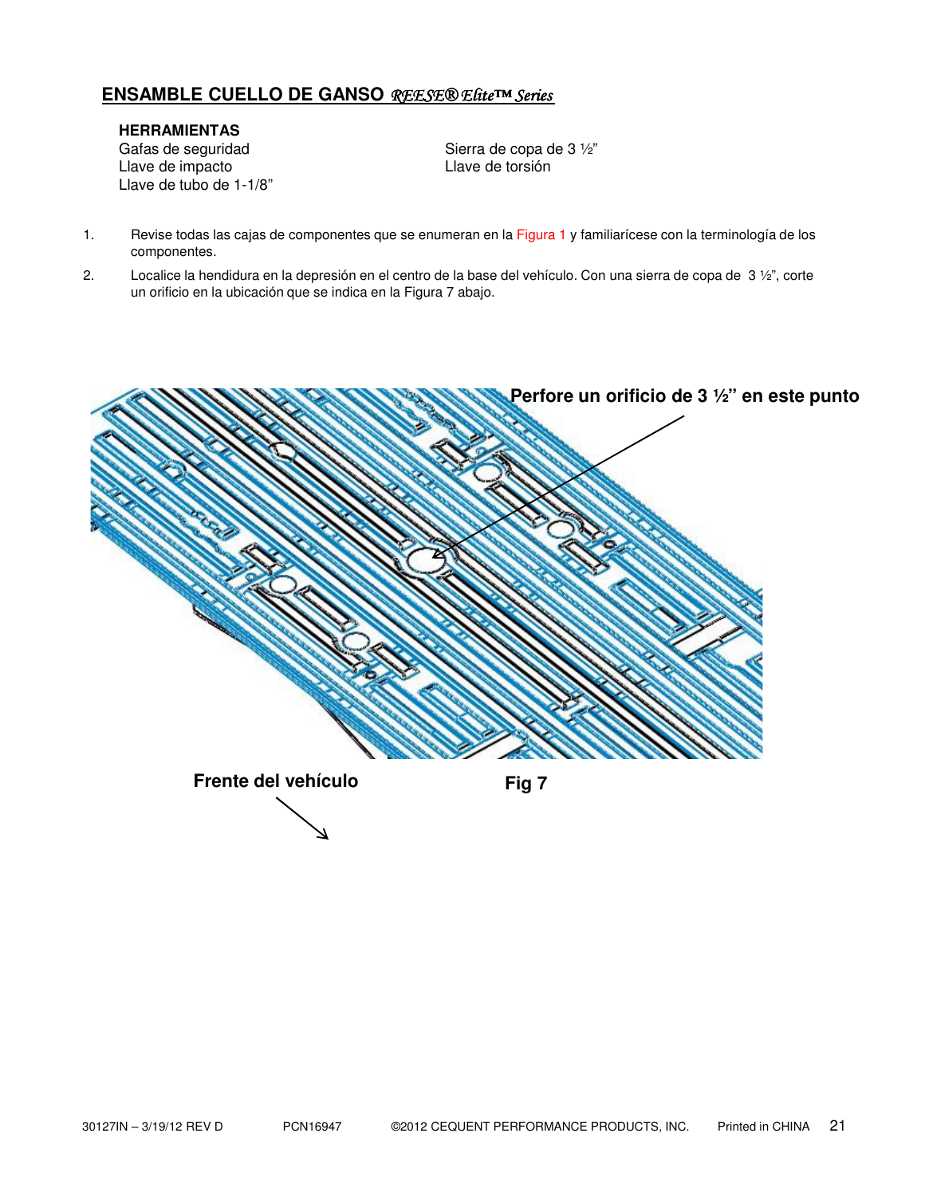## ENSAMBLE CUELLO DE GANSO *REESE® Elite™ Series*

**HERRAMIENTAS**

Gafas de seguridad
Llave de impacto
Llave de tubo de 1-1/8"
Sierra de copa de 3 ½"
Llave de torsión

1. Revise todas las cajas de componentes que se enumeran en la Figura 1 y familiarícese con la terminología de los componentes.
2. Localice la hendidura en la depresión en el centro de la base del vehículo. Con una sierra de copa de 3 ½", corte un orificio en la ubicación que se indica en la Figura 7 abajo.

**Perfore un orificio de 3 ½" en este punto**

**Frente del vehículo**

**Fig 7**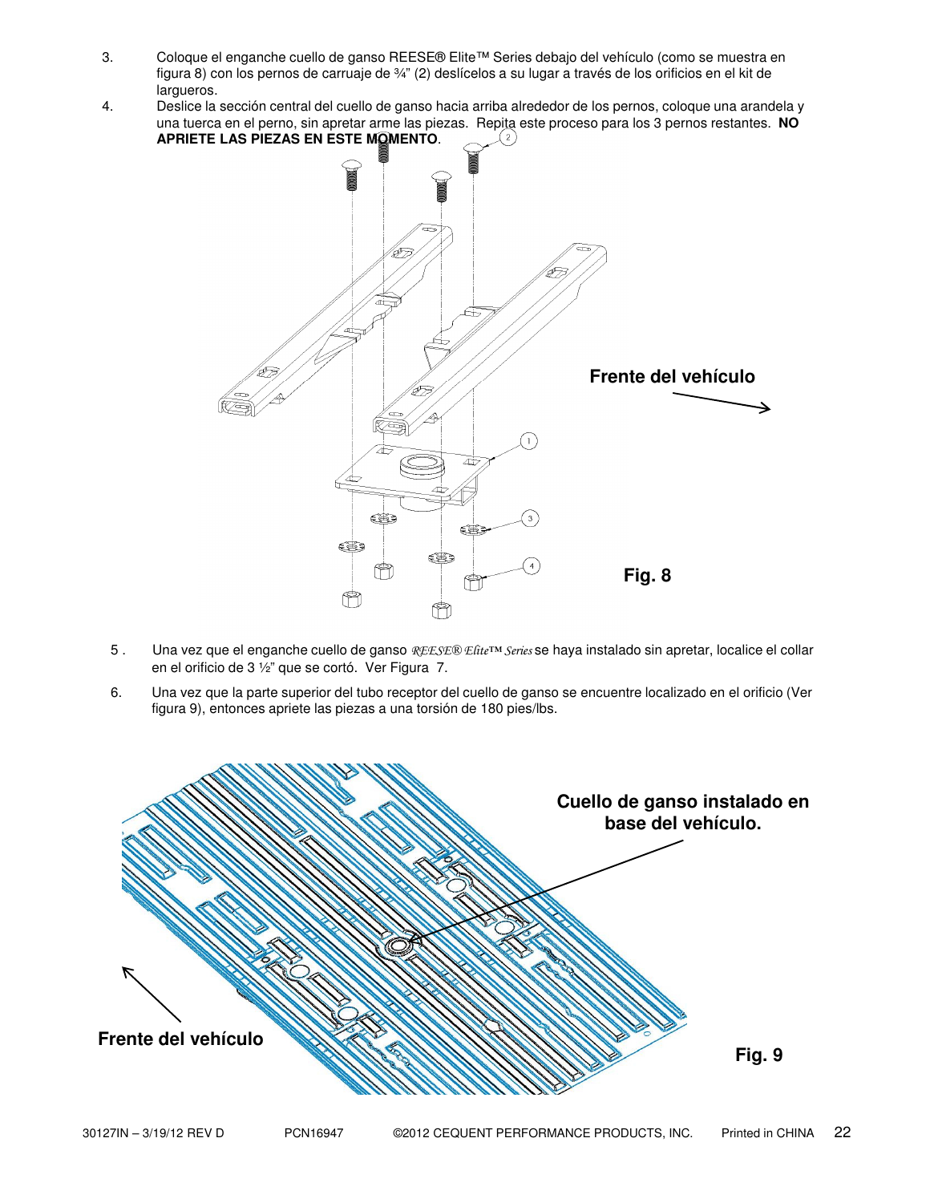3. Coloque el enganche cuello de ganso REESE® Elite™ Series debajo del vehículo (como se muestra en figura 8) con los pernos de carruaje de ¾" (2) deslícelos a su lugar a través de los orificios en el kit de largueros.
4. Deslice la sección central del cuello de ganso hacia arriba alrededor de los pernos, coloque una arandela y una tuerca en el perno, sin apretar arme las piezas. Repita este proceso para los 3 pernos restantes. **NO APRIETE LAS PIEZAS EN ESTE MOMENTO**.

Frente del vehículo

Fig. 8

5. Una vez que el enganche cuello de ganso *REESE® Elite™ Series* se haya instalado sin apretar, localice el collar en el orificio de 3 ½" que se cortó. Ver Figura 7.
6. Una vez que la parte superior del tubo receptor del cuello de ganso se encuentre localizado en el orificio (Ver figura 9), entonces apriete las piezas a una torsión de 180 pies/lbs.

Cuello de ganso instalado en base del vehículo.

Frente del vehículo

Fig. 9

30127IN – 3/19/12 REV D PCN16947 ©2012 CEQUENT PERFORMANCE PRODUCTS, INC. Printed in CHINA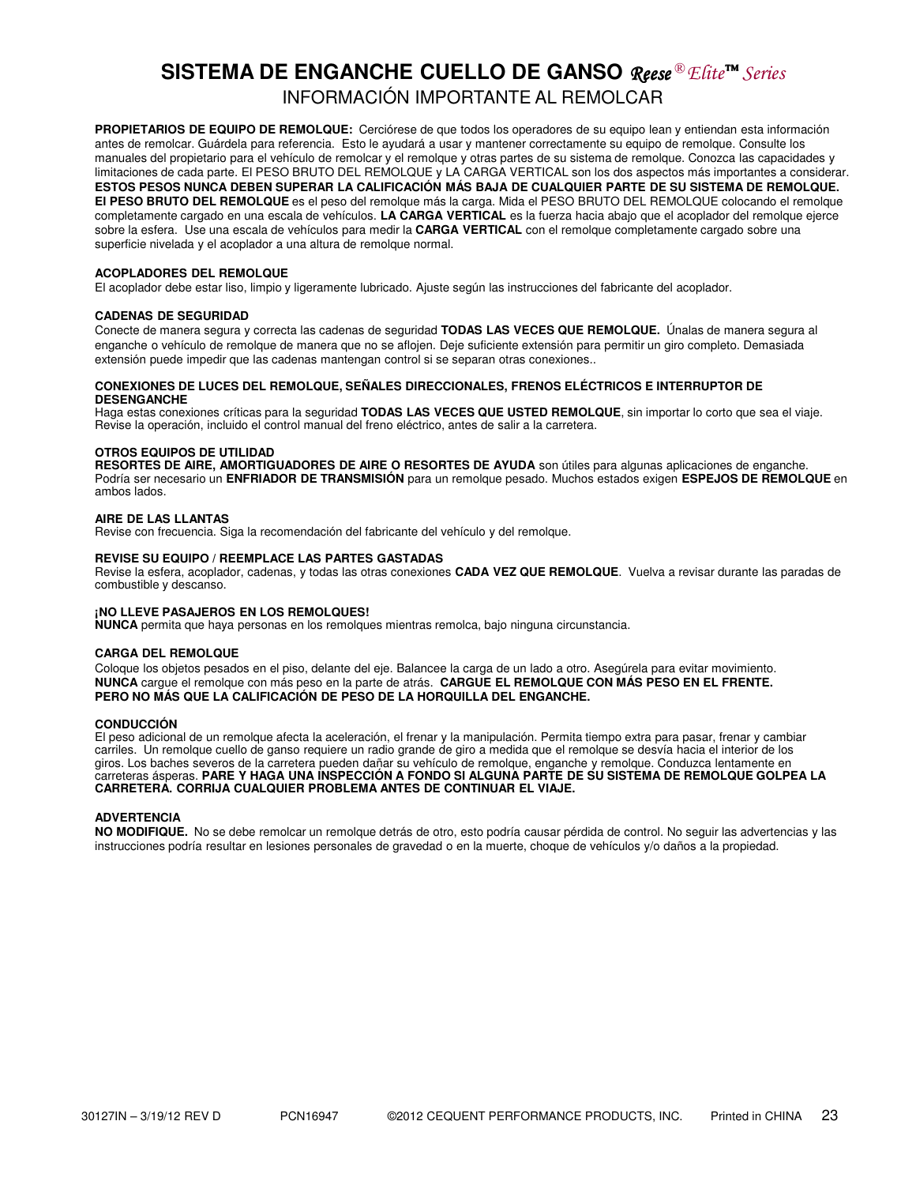# SISTEMA DE ENGANCHE CUELLO DE GANSO *Reese® Elite™ Series*

## INFORMACIÓN IMPORTANTE AL REMOLCAR

**PROPIETARIOS DE EQUIPO DE REMOLQUE:** Cerciórese de que todos los operadores de su equipo lean y entiendan esta información antes de remolcar. Guárdela para referencia. Esto le ayudará a usar y mantener correctamente su equipo de remolque. Consulte los manuales del propietario para el vehículo de remolcar y el remolque y otras partes de su sistema de remolque. Conozca las capacidades y limitaciones de cada parte. El PESO BRUTO DEL REMOLQUE y LA CARGA VERTICAL son los dos aspectos más importantes a considerar. **ESTOS PESOS NUNCA DEBEN SUPERAR LA CALIFICACIÓN MÁS BAJA DE CUALQUIER PARTE DE SU SISTEMA DE REMOLQUE. El PESO BRUTO DEL REMOLQUE** es el peso del remolque más la carga. Mida el PESO BRUTO DEL REMOLQUE colocando el remolque completamente cargado en una escala de vehículos. **LA CARGA VERTICAL** es la fuerza hacia abajo que el acoplador del remolque ejerce sobre la esfera. Use una escala de vehículos para medir la **CARGA VERTICAL** con el remolque completamente cargado sobre una superficie nivelada y el acoplador a una altura de remolque normal.

**ACOPLADORES DEL REMOLQUE**
El acoplador debe estar liso, limpio y ligeramente lubricado. Ajuste según las instrucciones del fabricante del acoplador.

**CADENAS DE SEGURIDAD**
Conecte de manera segura y correcta las cadenas de seguridad **TODAS LAS VECES QUE REMOLQUE.** Únalas de manera segura al enganche o vehículo de remolque de manera que no se aflojen. Deje suficiente extensión para permitir un giro completo. Demasiada extensión puede impedir que las cadenas mantengan control si se separan otras conexiones..

**CONEXIONES DE LUCES DEL REMOLQUE, SEÑALES DIRECCIONALES, FRENOS ELÉCTRICOS E INTERRUPTOR DE DESENGANCHE**
Haga estas conexiones críticas para la seguridad **TODAS LAS VECES QUE USTED REMOLQUE**, sin importar lo corto que sea el viaje. Revise la operación, incluido el control manual del freno eléctrico, antes de salir a la carretera.

**OTROS EQUIPOS DE UTILIDAD**
**RESORTES DE AIRE, AMORTIGUADORES DE AIRE O RESORTES DE AYUDA** son útiles para algunas aplicaciones de enganche. Podría ser necesario un **ENFRIADOR DE TRANSMISIÓN** para un remolque pesado. Muchos estados exigen **ESPEJOS DE REMOLQUE** en ambos lados.

**AIRE DE LAS LLANTAS**
Revise con frecuencia. Siga la recomendación del fabricante del vehículo y del remolque.

**REVISE SU EQUIPO / REEMPLACE LAS PARTES GASTADAS**
Revise la esfera, acoplador, cadenas, y todas las otras conexiones **CADA VEZ QUE REMOLQUE**. Vuelva a revisar durante las paradas de combustible y descanso.

**¡NO LLEVE PASAJEROS EN LOS REMOLQUES!**
**NUNCA** permita que haya personas en los remolques mientras remolca, bajo ninguna circunstancia.

**CARGA DEL REMOLQUE**
Coloque los objetos pesados en el piso, delante del eje. Balancee la carga de un lado a otro. Asegúrela para evitar movimiento. **NUNCA** cargue el remolque con más peso en la parte de atrás. **CARGUE EL REMOLQUE CON MÁS PESO EN EL FRENTE. PERO NO MÁS QUE LA CALIFICACIÓN DE PESO DE LA HORQUILLA DEL ENGANCHE.**

**CONDUCCIÓN**
El peso adicional de un remolque afecta la aceleración, el frenar y la manipulación. Permita tiempo extra para pasar, frenar y cambiar carriles. Un remolque cuello de ganso requiere un radio grande de giro a medida que el remolque se desvía hacia el interior de los giros. Los baches severos de la carretera pueden dañar su vehículo de remolque, enganche y remolque. Conduzca lentamente en carreteras ásperas. **PARE Y HAGA UNA INSPECCIÓN A FONDO SI ALGUNA PARTE DE SU SISTEMA DE REMOLQUE GOLPEA LA CARRETERA. CORRIJA CUALQUIER PROBLEMA ANTES DE CONTINUAR EL VIAJE.**

**ADVERTENCIA**
**NO MODIFIQUE.** No se debe remolcar un remolque detrás de otro, esto podría causar pérdida de control. No seguir las advertencias y las instrucciones podría resultar en lesiones personales de gravedad o en la muerte, choque de vehículos y/o daños a la propiedad.

30127IN – 3/19/12 REV D PCN16947 ©2012 CEQUENT PERFORMANCE PRODUCTS, INC. Printed in CHINA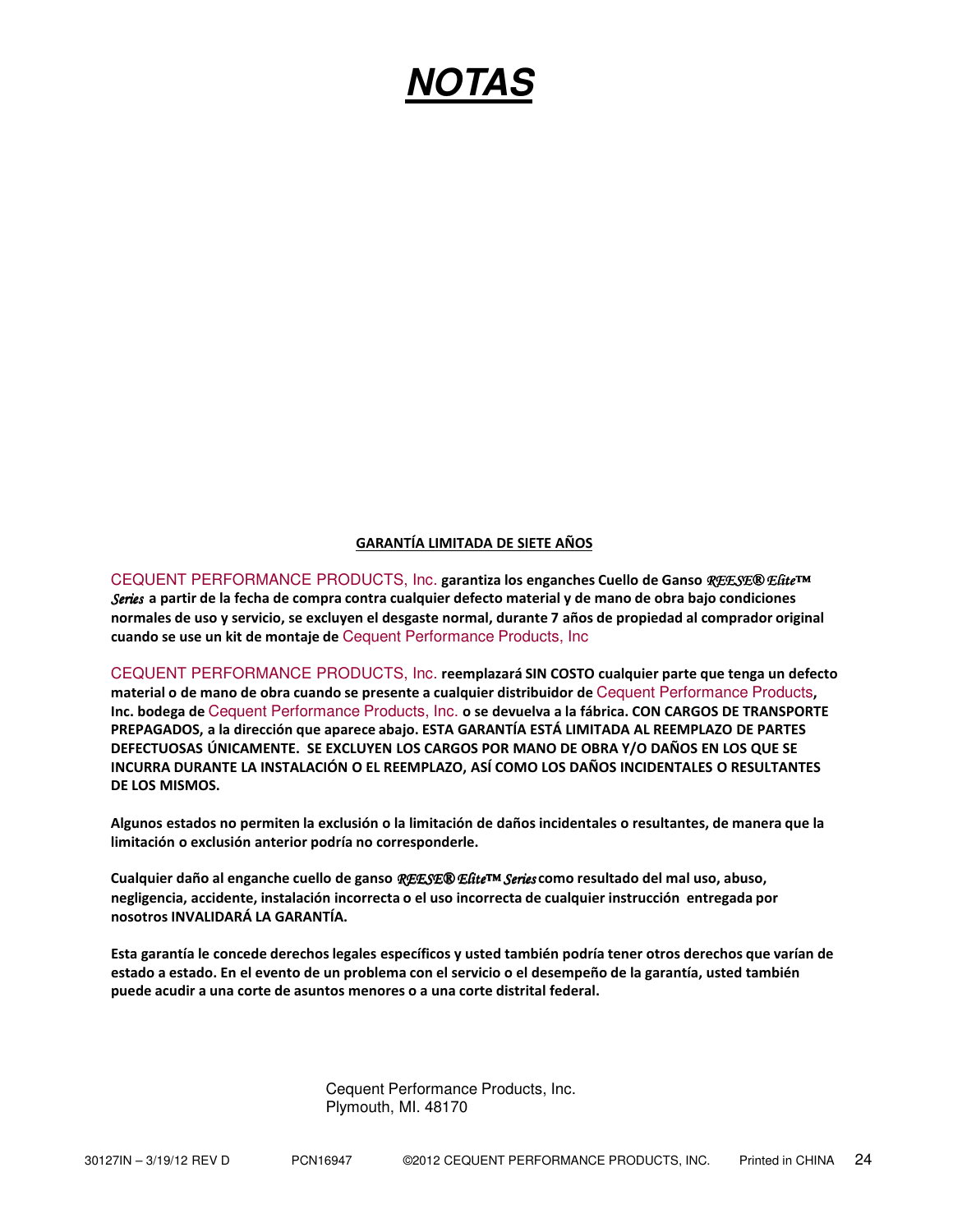# *NOTAS*

**GARANTÍA LIMITADA DE SIETE AÑOS**

CEQUENT PERFORMANCE PRODUCTS, Inc. **garantiza los enganches Cuello de Ganso *REESE® Elite™ Series* a partir de la fecha de compra contra cualquier defecto material y de mano de obra bajo condiciones normales de uso y servicio, se excluyen el desgaste normal, durante 7 años de propiedad al comprador original cuando se use un kit de montaje de** Cequent Performance Products, Inc

CEQUENT PERFORMANCE PRODUCTS, Inc. **reemplazará SIN COSTO cualquier parte que tenga un defecto material o de mano de obra cuando se presente a cualquier distribuidor de** Cequent Performance Products**, Inc. bodega de** Cequent Performance Products, Inc. **o se devuelva a la fábrica. CON CARGOS DE TRANSPORTE PREPAGADOS, a la dirección que aparece abajo. ESTA GARANTÍA ESTÁ LIMITADA AL REEMPLAZO DE PARTES DEFECTUOSAS ÚNICAMENTE. SE EXCLUYEN LOS CARGOS POR MANO DE OBRA Y/O DAÑOS EN LOS QUE SE INCURRA DURANTE LA INSTALACIÓN O EL REEMPLAZO, ASÍ COMO LOS DAÑOS INCIDENTALES O RESULTANTES DE LOS MISMOS.**

**Algunos estados no permiten la exclusión o la limitación de daños incidentales o resultantes, de manera que la limitación o exclusión anterior podría no corresponderle.**

**Cualquier daño al enganche cuello de ganso *REESE® Elite™ Series* como resultado del mal uso, abuso, negligencia, accidente, instalación incorrecta o el uso incorrecta de cualquier instrucción entregada por nosotros INVALIDARÁ LA GARANTÍA.**

**Esta garantía le concede derechos legales específicos y usted también podría tener otros derechos que varían de estado a estado. En el evento de un problema con el servicio o el desempeño de la garantía, usted también puede acudir a una corte de asuntos menores o a una corte distrital federal.**

Cequent Performance Products, Inc.
Plymouth, MI. 48170

30127IN – 3/19/12 REV D PCN16947 ©2012 CEQUENT PERFORMANCE PRODUCTS, INC. Printed in CHINA